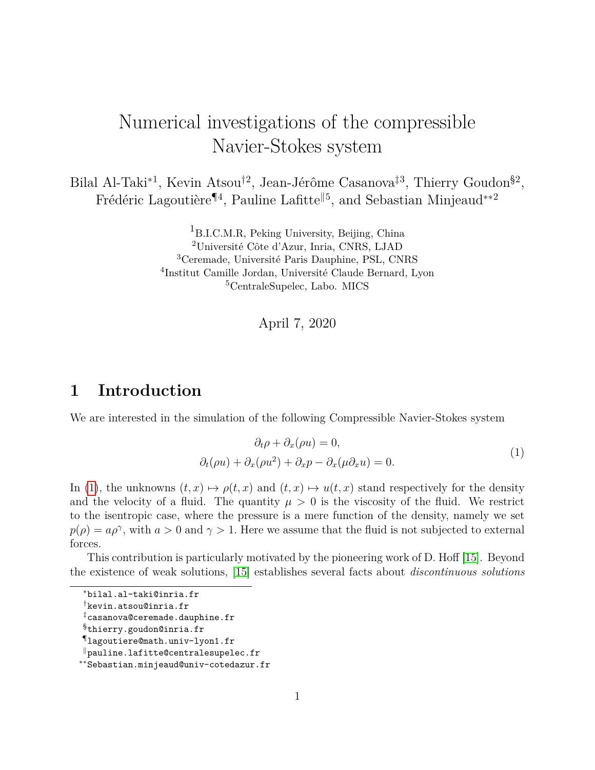# Numerical investigations of the compressible Navier-Stokes system

Bilal Al-Taki[*1], Kevin Atsou[†2], Jean-Jérôme Casanova[‡3], Thierry Goudon[§2], Frédéric Lagoutière[¶4], Pauline Lafitte[‖5], and Sebastian Minjeaud[**2]

[1]B.I.C.M.R, Peking University, Beijing, China
[2]Université Côte d'Azur, Inria, CNRS, LJAD
[3]Ceremade, Université Paris Dauphine, PSL, CNRS
[4]Institut Camille Jordan, Université Claude Bernard, Lyon
[5]CentraleSupelec, Labo. MICS

April 7, 2020

## 1 Introduction

We are interested in the simulation of the following Compressible Navier-Stokes system

$$
\begin{aligned}
&\partial_t \rho + \partial_x(\rho u) = 0, \\
&\partial_t(\rho u) + \partial_x(\rho u^2) + \partial_x p - \partial_x(\mu \partial_x u) = 0.
\end{aligned}
\tag{1}
$$

In (1), the unknowns $(t, x) \mapsto \rho(t, x)$ and $(t, x) \mapsto u(t, x)$ stand respectively for the density and the velocity of a fluid. The quantity $\mu > 0$ is the viscosity of the fluid. We restrict to the isentropic case, where the pressure is a mere function of the density, namely we set $p(\rho) = a\rho^\gamma$, with $a > 0$ and $\gamma > 1$. Here we assume that the fluid is not subjected to external forces.

This contribution is particularly motivated by the pioneering work of D. Hoff [15]. Beyond the existence of weak solutions, [15] establishes several facts about *discontinuous solutions*

---

[*]bilal.al-taki@inria.fr
[†]kevin.atsou@inria.fr
[‡]casanova@ceremade.dauphine.fr
[§]thierry.goudon@inria.fr
[¶]lagoutiere@math.univ-lyon1.fr
[‖]pauline.lafitte@centralesupelec.fr
[**]Sebastian.minjeaud@univ-cotedazur.fr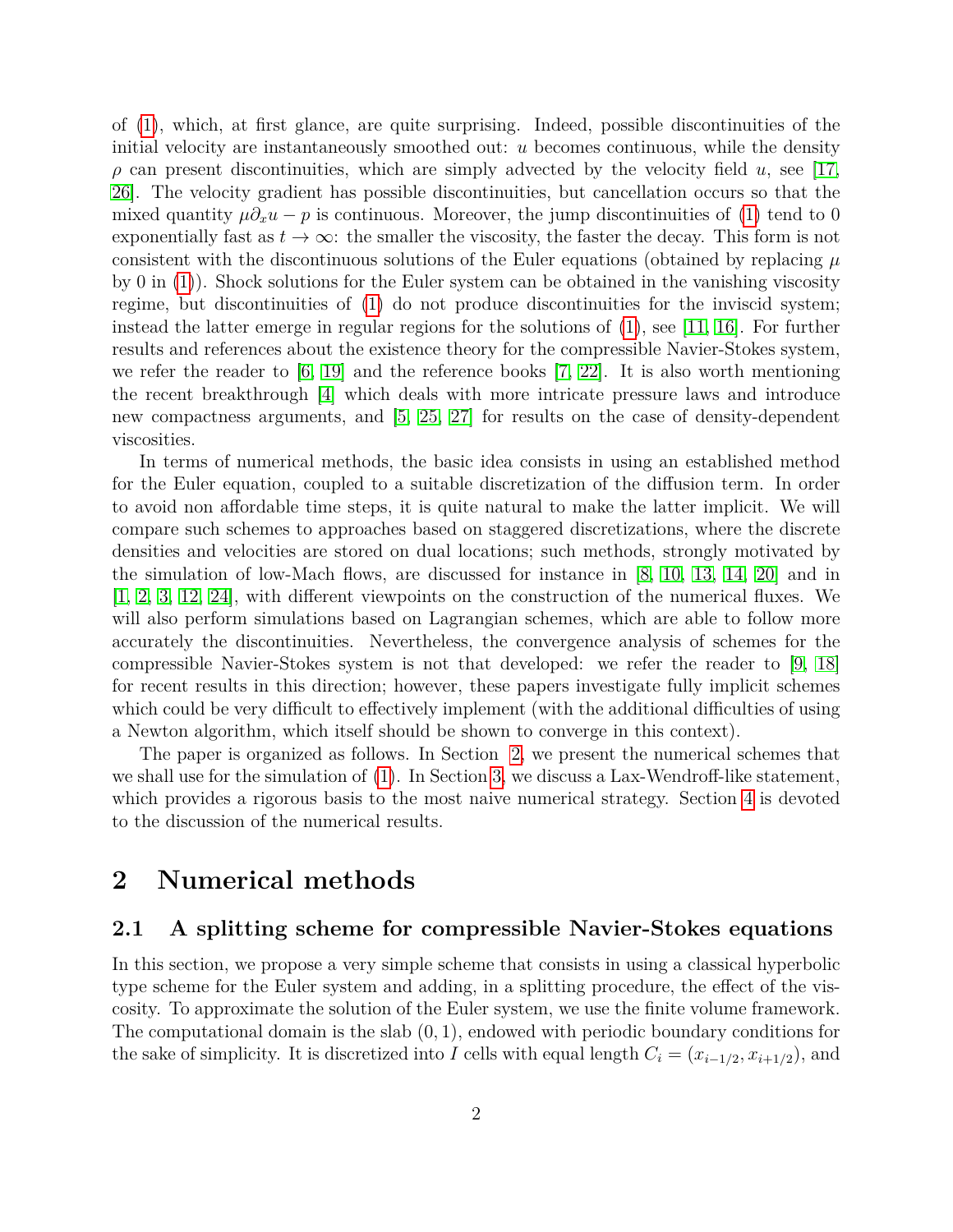of (1), which, at first glance, are quite surprising. Indeed, possible discontinuities of the initial velocity are instantaneously smoothed out: $u$ becomes continuous, while the density $\rho$ can present discontinuities, which are simply advected by the velocity field $u$, see [17, 26]. The velocity gradient has possible discontinuities, but cancellation occurs so that the mixed quantity $\mu\partial_x u - p$ is continuous. Moreover, the jump discontinuities of (1) tend to 0 exponentially fast as $t \to \infty$: the smaller the viscosity, the faster the decay. This form is not consistent with the discontinuous solutions of the Euler equations (obtained by replacing $\mu$ by 0 in (1)). Shock solutions for the Euler system can be obtained in the vanishing viscosity regime, but discontinuities of (1) do not produce discontinuities for the inviscid system; instead the latter emerge in regular regions for the solutions of (1), see [11, 16]. For further results and references about the existence theory for the compressible Navier-Stokes system, we refer the reader to [6, 19] and the reference books [7, 22]. It is also worth mentioning the recent breakthrough [4] which deals with more intricate pressure laws and introduce new compactness arguments, and [5, 25, 27] for results on the case of density-dependent viscosities.

In terms of numerical methods, the basic idea consists in using an established method for the Euler equation, coupled to a suitable discretization of the diffusion term. In order to avoid non affordable time steps, it is quite natural to make the latter implicit. We will compare such schemes to approaches based on staggered discretizations, where the discrete densities and velocities are stored on dual locations; such methods, strongly motivated by the simulation of low-Mach flows, are discussed for instance in [8, 10, 13, 14, 20] and in [1, 2, 3, 12, 24], with different viewpoints on the construction of the numerical fluxes. We will also perform simulations based on Lagrangian schemes, which are able to follow more accurately the discontinuities. Nevertheless, the convergence analysis of schemes for the compressible Navier-Stokes system is not that developed: we refer the reader to [9, 18] for recent results in this direction; however, these papers investigate fully implicit schemes which could be very difficult to effectively implement (with the additional difficulties of using a Newton algorithm, which itself should be shown to converge in this context).

The paper is organized as follows. In Section 2, we present the numerical schemes that we shall use for the simulation of (1). In Section 3, we discuss a Lax-Wendroff-like statement, which provides a rigorous basis to the most naive numerical strategy. Section 4 is devoted to the discussion of the numerical results.

# 2 Numerical methods

## 2.1 A splitting scheme for compressible Navier-Stokes equations

In this section, we propose a very simple scheme that consists in using a classical hyperbolic type scheme for the Euler system and adding, in a splitting procedure, the effect of the viscosity. To approximate the solution of the Euler system, we use the finite volume framework. The computational domain is the slab $(0, 1)$, endowed with periodic boundary conditions for the sake of simplicity. It is discretized into $I$ cells with equal length $C_i = (x_{i-1/2}, x_{i+1/2})$, and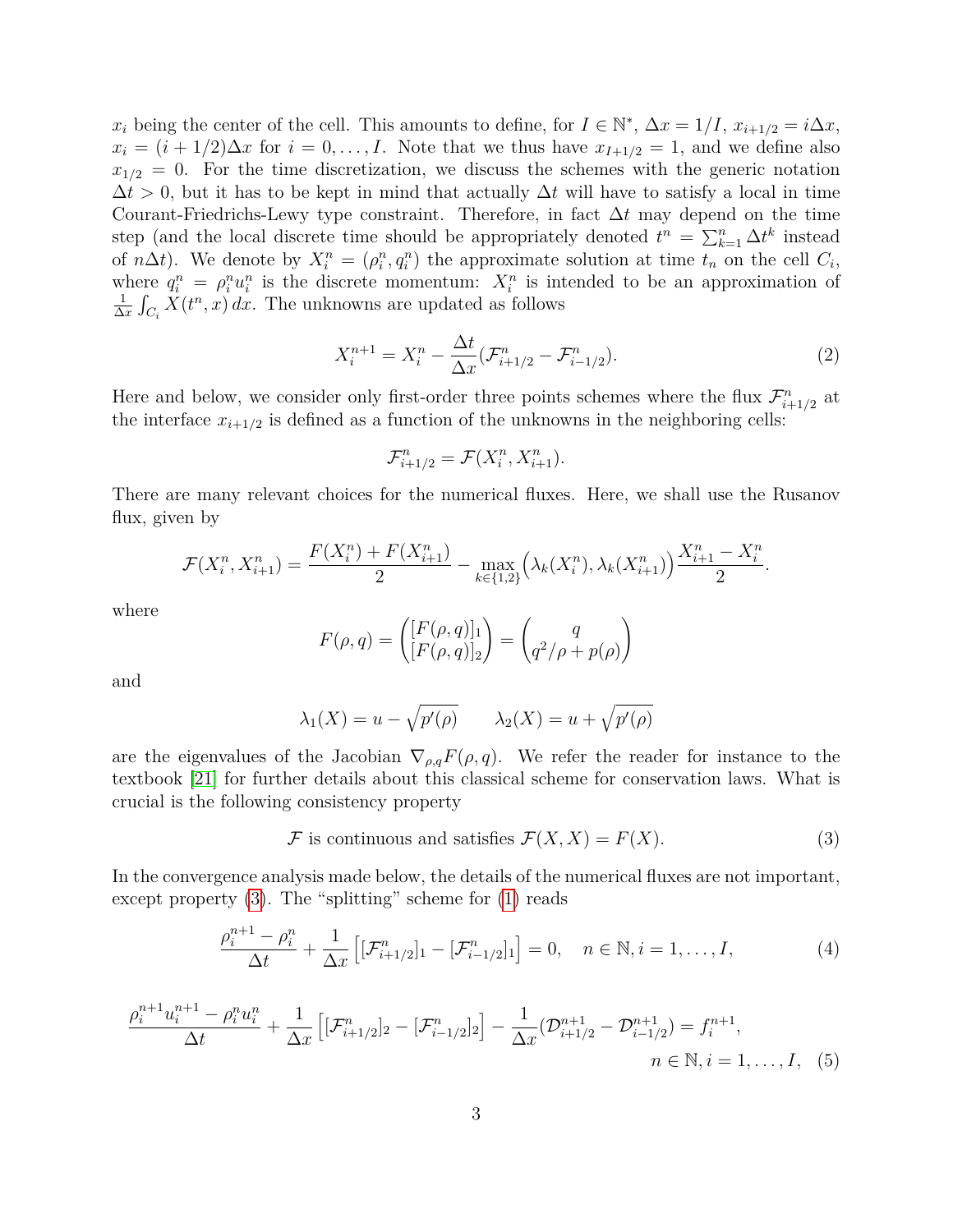$x_i$ being the center of the cell. This amounts to define, for $I \in \mathbb{N}^*$, $\Delta x = 1/I$, $x_{i+1/2} = i\Delta x$, $x_i = (i+1/2)\Delta x$ for $i = 0, \dots, I$. Note that we thus have $x_{I+1/2} = 1$, and we define also $x_{1/2} = 0$. For the time discretization, we discuss the schemes with the generic notation $\Delta t > 0$, but it has to be kept in mind that actually $\Delta t$ will have to satisfy a local in time Courant-Friedrichs-Lewy type constraint. Therefore, in fact $\Delta t$ may depend on the time step (and the local discrete time should be appropriately denoted $t^n = \sum_{k=1}^n \Delta t^k$ instead of $n\Delta t$). We denote by $X_i^n = (\rho_i^n, q_i^n)$ the approximate solution at time $t_n$ on the cell $C_i$, where $q_i^n = \rho_i^n u_i^n$ is the discrete momentum: $X_i^n$ is intended to be an approximation of $\frac{1}{\Delta x}\int_{C_i} X(t^n, x)\, dx$. The unknowns are updated as follows

$$X_i^{n+1} = X_i^n - \frac{\Delta t}{\Delta x}(\mathcal{F}_{i+1/2}^n - \mathcal{F}_{i-1/2}^n). \tag{2}$$

Here and below, we consider only first-order three points schemes where the flux $\mathcal{F}_{i+1/2}^n$ at the interface $x_{i+1/2}$ is defined as a function of the unknowns in the neighboring cells:

$$\mathcal{F}_{i+1/2}^n = \mathcal{F}(X_i^n, X_{i+1}^n).$$

There are many relevant choices for the numerical fluxes. Here, we shall use the Rusanov flux, given by

$$\mathcal{F}(X_i^n, X_{i+1}^n) = \frac{F(X_i^n) + F(X_{i+1}^n)}{2} - \max_{k \in \{1,2\}}\Big(\lambda_k(X_i^n), \lambda_k(X_{i+1}^n)\Big)\frac{X_{i+1}^n - X_i^n}{2}.$$

where

$$F(\rho, q) = \begin{pmatrix} [F(\rho,q)]_1 \\ [F(\rho,q)]_2 \end{pmatrix} = \begin{pmatrix} q \\ q^2/\rho + p(\rho) \end{pmatrix}$$

and

$$\lambda_1(X) = u - \sqrt{p'(\rho)} \qquad \lambda_2(X) = u + \sqrt{p'(\rho)}$$

are the eigenvalues of the Jacobian $\nabla_{\rho,q} F(\rho, q)$. We refer the reader for instance to the textbook [21] for further details about this classical scheme for conservation laws. What is crucial is the following consistency property

$$\mathcal{F} \text{ is continuous and satisfies } \mathcal{F}(X, X) = F(X). \tag{3}$$

In the convergence analysis made below, the details of the numerical fluxes are not important, except property (3). The "splitting" scheme for (1) reads

$$\frac{\rho_i^{n+1} - \rho_i^n}{\Delta t} + \frac{1}{\Delta x}\Big[[\mathcal{F}_{i+1/2}^n]_1 - [\mathcal{F}_{i-1/2}^n]_1\Big] = 0, \quad n \in \mathbb{N}, i = 1, \dots, I, \tag{4}$$

$$\frac{\rho_i^{n+1}u_i^{n+1} - \rho_i^n u_i^n}{\Delta t} + \frac{1}{\Delta x}\Big[[\mathcal{F}_{i+1/2}^n]_2 - [\mathcal{F}_{i-1/2}^n]_2\Big] - \frac{1}{\Delta x}(\mathcal{D}_{i+1/2}^{n+1} - \mathcal{D}_{i-1/2}^{n+1}) = f_i^{n+1}, \quad n \in \mathbb{N}, i = 1, \dots, I, \tag{5}$$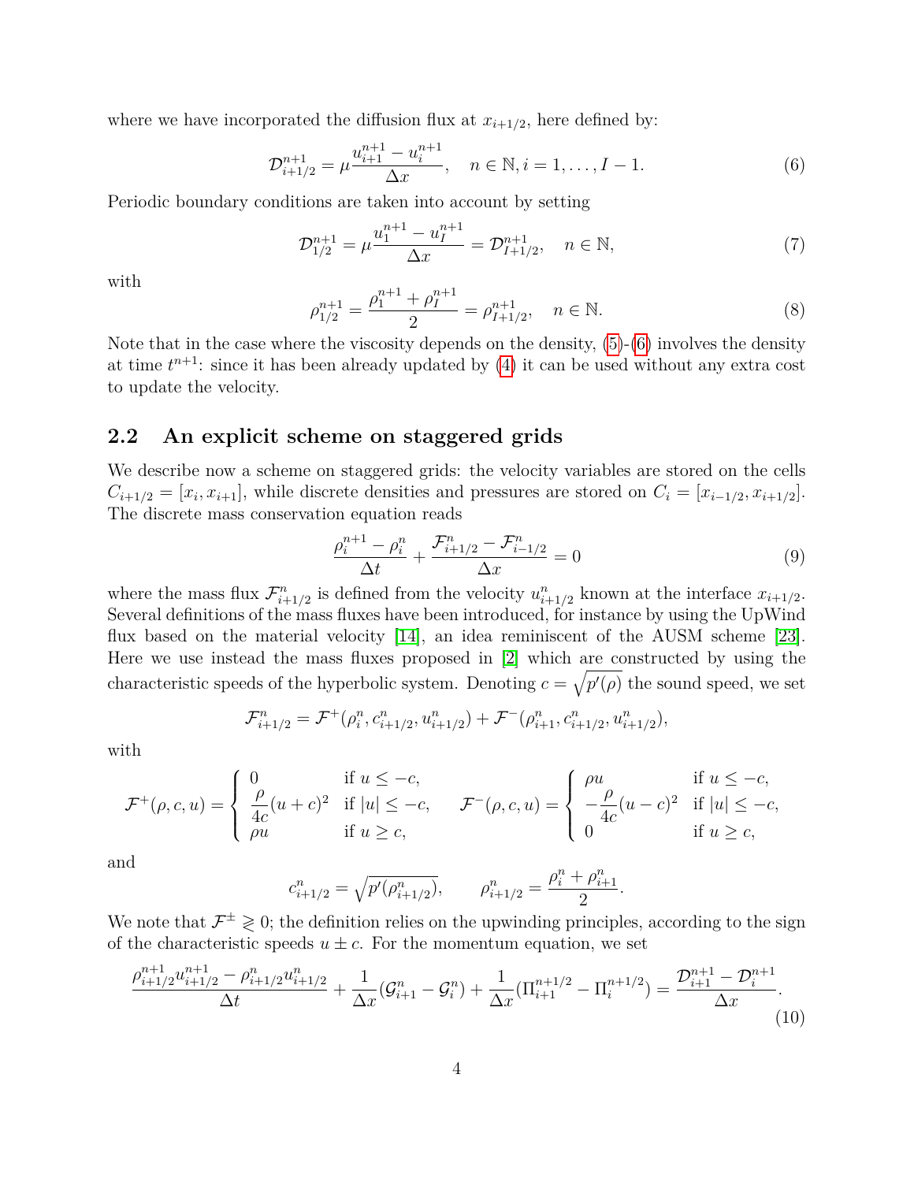where we have incorporated the diffusion flux at $x_{i+1/2}$, here defined by:

$$
\mathcal{D}^{n+1}_{i+1/2} = \mu \frac{u^{n+1}_{i+1} - u^{n+1}_{i}}{\Delta x}, \quad n \in \mathbb{N}, i = 1, \dots, I-1. \tag{6}
$$

Periodic boundary conditions are taken into account by setting

$$
\mathcal{D}^{n+1}_{1/2} = \mu \frac{u^{n+1}_{1} - u^{n+1}_{I}}{\Delta x} = \mathcal{D}^{n+1}_{I+1/2}, \quad n \in \mathbb{N}, \tag{7}
$$

with

$$
\rho^{n+1}_{1/2} = \frac{\rho^{n+1}_{1} + \rho^{n+1}_{I}}{2} = \rho^{n+1}_{I+1/2}, \quad n \in \mathbb{N}. \tag{8}
$$

Note that in the case where the viscosity depends on the density, (5)-(6) involves the density at time $t^{n+1}$: since it has been already updated by (4) it can be used without any extra cost to update the velocity.

## 2.2 An explicit scheme on staggered grids

We describe now a scheme on staggered grids: the velocity variables are stored on the cells $C_{i+1/2} = [x_i, x_{i+1}]$, while discrete densities and pressures are stored on $C_i = [x_{i-1/2}, x_{i+1/2}]$. The discrete mass conservation equation reads

$$
\frac{\rho^{n+1}_{i} - \rho^{n}_{i}}{\Delta t} + \frac{\mathcal{F}^{n}_{i+1/2} - \mathcal{F}^{n}_{i-1/2}}{\Delta x} = 0 \tag{9}
$$

where the mass flux $\mathcal{F}^{n}_{i+1/2}$ is defined from the velocity $u^{n}_{i+1/2}$ known at the interface $x_{i+1/2}$. Several definitions of the mass fluxes have been introduced, for instance by using the UpWind flux based on the material velocity [14], an idea reminiscent of the AUSM scheme [23]. Here we use instead the mass fluxes proposed in [2] which are constructed by using the characteristic speeds of the hyperbolic system. Denoting $c = \sqrt{p'(\rho)}$ the sound speed, we set

$$
\mathcal{F}^{n}_{i+1/2} = \mathcal{F}^{+}(\rho^{n}_{i}, c^{n}_{i+1/2}, u^{n}_{i+1/2}) + \mathcal{F}^{-}(\rho^{n}_{i+1}, c^{n}_{i+1/2}, u^{n}_{i+1/2}),
$$

with

$$
\mathcal{F}^{+}(\rho, c, u) = \begin{cases} 0 & \text{if } u \leq -c, \\ \dfrac{\rho}{4c}(u+c)^2 & \text{if } |u| \leq -c, \\ \rho u & \text{if } u \geq c, \end{cases} \qquad \mathcal{F}^{-}(\rho, c, u) = \begin{cases} \rho u & \text{if } u \leq -c, \\ -\dfrac{\rho}{4c}(u-c)^2 & \text{if } |u| \leq -c, \\ 0 & \text{if } u \geq c, \end{cases}
$$

and

$$
c^{n}_{i+1/2} = \sqrt{p'(\rho^{n}_{i+1/2})}, \qquad \rho^{n}_{i+1/2} = \frac{\rho^{n}_{i} + \rho^{n}_{i+1}}{2}.
$$

We note that $\mathcal{F}^{\pm} \gtrless 0$; the definition relies on the upwinding principles, according to the sign of the characteristic speeds $u \pm c$. For the momentum equation, we set

$$
\frac{\rho^{n+1}_{i+1/2} u^{n+1}_{i+1/2} - \rho^{n}_{i+1/2} u^{n}_{i+1/2}}{\Delta t} + \frac{1}{\Delta x}(\mathcal{G}^{n}_{i+1} - \mathcal{G}^{n}_{i}) + \frac{1}{\Delta x}(\Pi^{n+1/2}_{i+1} - \Pi^{n+1/2}_{i}) = \frac{\mathcal{D}^{n+1}_{i+1} - \mathcal{D}^{n+1}_{i}}{\Delta x}. \tag{10}
$$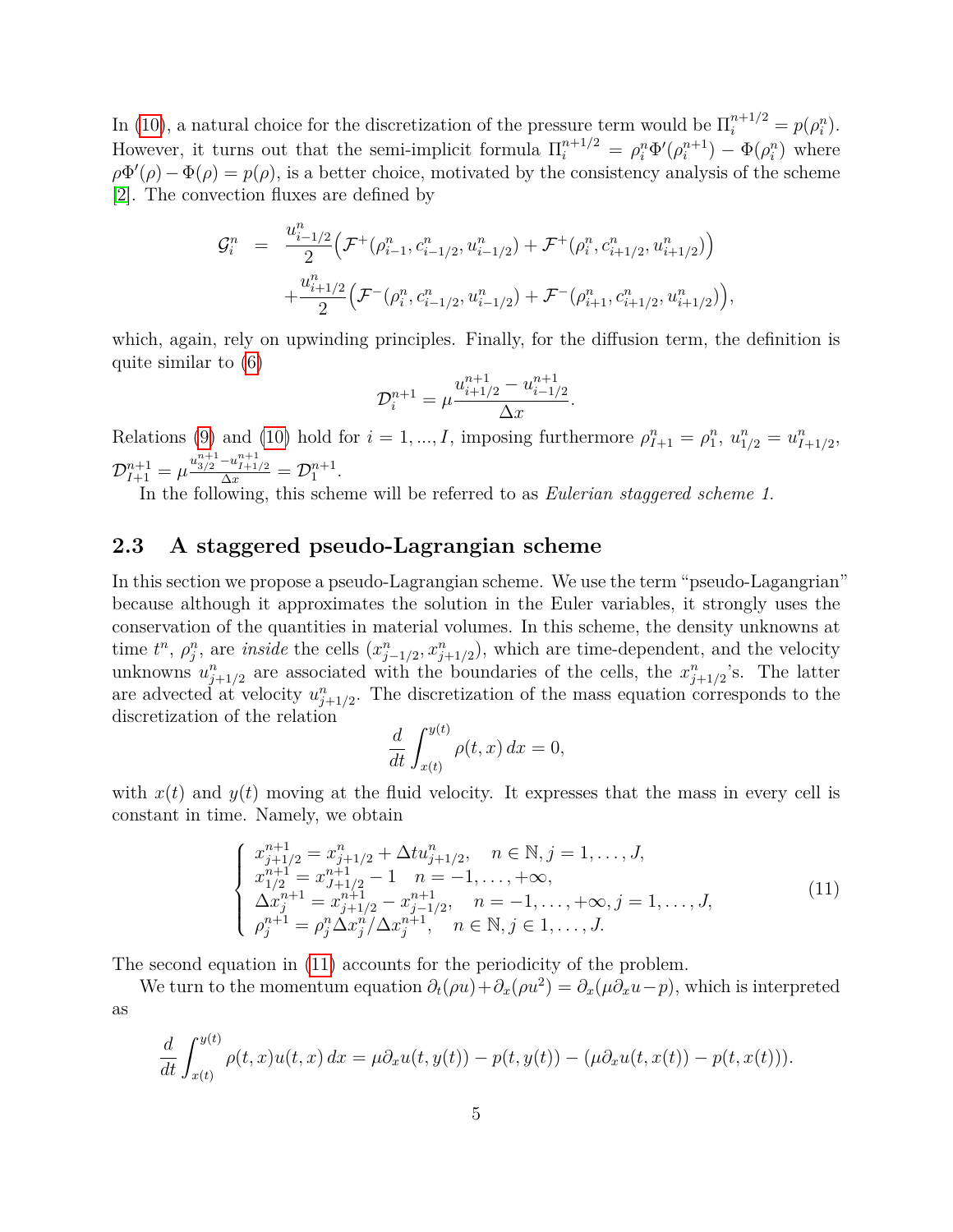In (10), a natural choice for the discretization of the pressure term would be $\Pi_i^{n+1/2} = p(\rho_i^n)$. However, it turns out that the semi-implicit formula $\Pi_i^{n+1/2} = \rho_i^n \Phi'(\rho_i^{n+1}) - \Phi(\rho_i^n)$ where $\rho\Phi'(\rho) - \Phi(\rho) = p(\rho)$, is a better choice, motivated by the consistency analysis of the scheme [2]. The convection fluxes are defined by

$$
\begin{aligned}
\mathcal{G}_i^n &= \frac{u_{i-1/2}^n}{2}\Big(\mathcal{F}^+(\rho_{i-1}^n, c_{i-1/2}^n, u_{i-1/2}^n) + \mathcal{F}^+(\rho_i^n, c_{i+1/2}^n, u_{i+1/2}^n)\Big) \\
&\quad + \frac{u_{i+1/2}^n}{2}\Big(\mathcal{F}^-(\rho_i^n, c_{i-1/2}^n, u_{i-1/2}^n) + \mathcal{F}^-(\rho_{i+1}^n, c_{i+1/2}^n, u_{i+1/2}^n)\Big),
\end{aligned}
$$

which, again, rely on upwinding principles. Finally, for the diffusion term, the definition is quite similar to (6)

$$
\mathcal{D}_i^{n+1} = \mu \frac{u_{i+1/2}^{n+1} - u_{i-1/2}^{n+1}}{\Delta x}.
$$

Relations (9) and (10) hold for $i = 1, ..., I$, imposing furthermore $\rho_{I+1}^n = \rho_1^n$, $u_{1/2}^n = u_{I+1/2}^n$, $\mathcal{D}_{I+1}^{n+1} = \mu \frac{u_{3/2}^{n+1} - u_{I+1/2}^{n+1}}{\Delta x} = \mathcal{D}_1^{n+1}$.

In the following, this scheme will be referred to as *Eulerian staggered scheme 1.*

## 2.3 A staggered pseudo-Lagrangian scheme

In this section we propose a pseudo-Lagrangian scheme. We use the term "pseudo-Lagangrian" because although it approximates the solution in the Euler variables, it strongly uses the conservation of the quantities in material volumes. In this scheme, the density unknowns at time $t^n$, $\rho_j^n$, are *inside* the cells $(x_{j-1/2}^n, x_{j+1/2}^n)$, which are time-dependent, and the velocity unknowns $u_{j+1/2}^n$ are associated with the boundaries of the cells, the $x_{j+1/2}^n$'s. The latter are advected at velocity $u_{j+1/2}^n$. The discretization of the mass equation corresponds to the discretization of the relation

$$
\frac{d}{dt}\int_{x(t)}^{y(t)} \rho(t,x)\,dx = 0,
$$

with $x(t)$ and $y(t)$ moving at the fluid velocity. It expresses that the mass in every cell is constant in time. Namely, we obtain

$$
\left\{
\begin{array}{l}
x_{j+1/2}^{n+1} = x_{j+1/2}^n + \Delta t u_{j+1/2}^n, \quad n \in \mathbb{N}, j = 1, \ldots, J, \\
x_{1/2}^{n+1} = x_{J+1/2}^{n+1} - 1 \quad n = -1, \ldots, +\infty, \\
\Delta x_j^{n+1} = x_{j+1/2}^{n+1} - x_{j-1/2}^{n+1}, \quad n = -1, \ldots, +\infty, j = 1, \ldots, J, \\
\rho_j^{n+1} = \rho_j^n \Delta x_j^n / \Delta x_j^{n+1}, \quad n \in \mathbb{N}, j \in 1, \ldots, J.
\end{array}
\right.
\tag{11}
$$

The second equation in (11) accounts for the periodicity of the problem.

We turn to the momentum equation $\partial_t(\rho u) + \partial_x(\rho u^2) = \partial_x(\mu\partial_x u - p)$, which is interpreted as

$$
\frac{d}{dt}\int_{x(t)}^{y(t)} \rho(t,x)u(t,x)\,dx = \mu\partial_x u(t,y(t)) - p(t,y(t)) - (\mu\partial_x u(t,x(t)) - p(t,x(t))).
$$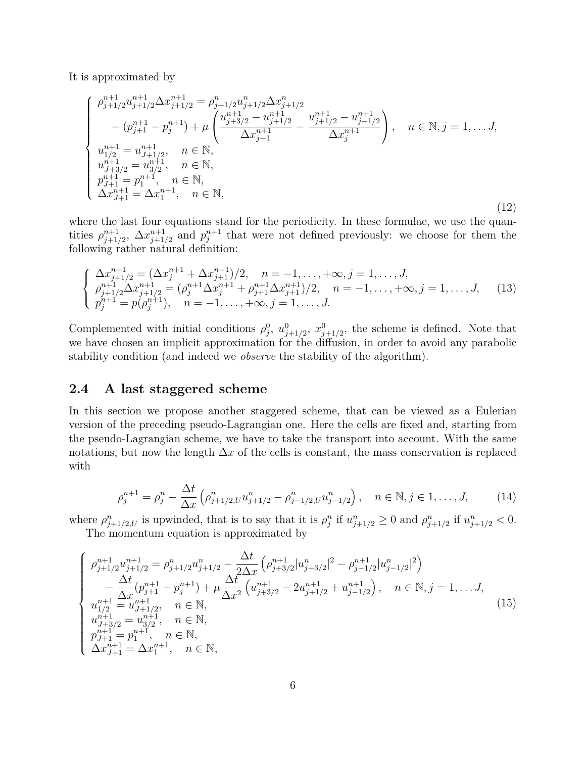It is approximated by

$$
\left\{
\begin{array}{l}
\rho^{n+1}_{j+1/2} u^{n+1}_{j+1/2} \Delta x^{n+1}_{j+1/2} = \rho^{n}_{j+1/2} u^{n}_{j+1/2} \Delta x^{n}_{j+1/2} \\
\quad - (p^{n+1}_{j+1} - p^{n+1}_{j}) + \mu \left( \dfrac{u^{n+1}_{j+3/2} - u^{n+1}_{j+1/2}}{\Delta x^{n+1}_{j+1}} - \dfrac{u^{n+1}_{j+1/2} - u^{n+1}_{j-1/2}}{\Delta x^{n+1}_{j}} \right), \quad n \in \mathbb{N}, j = 1, \dots J, \\
u^{n+1}_{1/2} = u^{n+1}_{J+1/2}, \quad n \in \mathbb{N}, \\
u^{n+1}_{J+3/2} = u^{n+1}_{3/2}, \quad n \in \mathbb{N}, \\
p^{n+1}_{J+1} = p^{n+1}_{1}, \quad n \in \mathbb{N}, \\
\Delta x^{n+1}_{J+1} = \Delta x^{n+1}_{1}, \quad n \in \mathbb{N},
\end{array}
\right.
\tag{12}
$$

where the last four equations stand for the periodicity. In these formulae, we use the quantities $\rho^{n+1}_{j+1/2}$, $\Delta x^{n+1}_{j+1/2}$ and $p^{n+1}_{j}$ that were not defined previously: we choose for them the following rather natural definition:

$$
\left\{
\begin{array}{l}
\Delta x^{n+1}_{j+1/2} = (\Delta x^{n+1}_{j} + \Delta x^{n+1}_{j+1})/2, \quad n = -1, \dots, +\infty, j = 1, \dots, J, \\
\rho^{n+1}_{j+1/2} \Delta x^{n+1}_{j+1/2} = (\rho^{n+1}_{j} \Delta x^{n+1}_{j} + \rho^{n+1}_{j+1} \Delta x^{n+1}_{j+1})/2, \quad n = -1, \dots, +\infty, j = 1, \dots, J, \\
p^{n+1}_{j} = p(\rho^{n+1}_{j}), \quad n = -1, \dots, +\infty, j = 1, \dots, J.
\end{array}
\right.
\tag{13}
$$

Complemented with initial conditions $\rho^0_j$, $u^0_{j+1/2}$, $x^0_{j+1/2}$, the scheme is defined. Note that we have chosen an implicit approximation for the diffusion, in order to avoid any parabolic stability condition (and indeed we *observe* the stability of the algorithm).

## 2.4 A last staggered scheme

In this section we propose another staggered scheme, that can be viewed as a Eulerian version of the preceding pseudo-Lagrangian one. Here the cells are fixed and, starting from the pseudo-Lagrangian scheme, we have to take the transport into account. With the same notations, but now the length $\Delta x$ of the cells is constant, the mass conservation is replaced with

$$
\rho^{n+1}_{j} = \rho^{n}_{j} - \frac{\Delta t}{\Delta x} \left( \rho^{n}_{j+1/2,U} u^{n}_{j+1/2} - \rho^{n}_{j-1/2,U} u^{n}_{j-1/2} \right), \quad n \in \mathbb{N}, j \in 1, \dots, J,
\tag{14}
$$

where $\rho^{n}_{j+1/2,U}$ is upwinded, that is to say that it is $\rho^n_j$ if $u^n_{j+1/2} \geq 0$ and $\rho^n_{j+1/2}$ if $u^n_{j+1/2} < 0$.

The momentum equation is approximated by

$$
\left\{
\begin{array}{l}
\rho^{n+1}_{j+1/2} u^{n+1}_{j+1/2} = \rho^{n}_{j+1/2} u^{n}_{j+1/2} - \dfrac{\Delta t}{2\Delta x} \left( \rho^{n+1}_{j+3/2} |u^{n}_{j+3/2}|^2 - \rho^{n+1}_{j-1/2} |u^{n}_{j-1/2}|^2 \right) \\
\quad - \dfrac{\Delta t}{\Delta x} (p^{n+1}_{j+1} - p^{n+1}_{j}) + \mu \dfrac{\Delta t}{\Delta x^2} \left( u^{n+1}_{j+3/2} - 2u^{n+1}_{j+1/2} + u^{n+1}_{j-1/2} \right), \quad n \in \mathbb{N}, j = 1, \dots J, \\
u^{n+1}_{1/2} = u^{n+1}_{J+1/2}, \quad n \in \mathbb{N}, \\
u^{n+1}_{J+3/2} = u^{n+1}_{3/2}, \quad n \in \mathbb{N}, \\
p^{n+1}_{J+1} = p^{n+1}_{1}, \quad n \in \mathbb{N}, \\
\Delta x^{n+1}_{J+1} = \Delta x^{n+1}_{1}, \quad n \in \mathbb{N},
\end{array}
\right.
\tag{15}
$$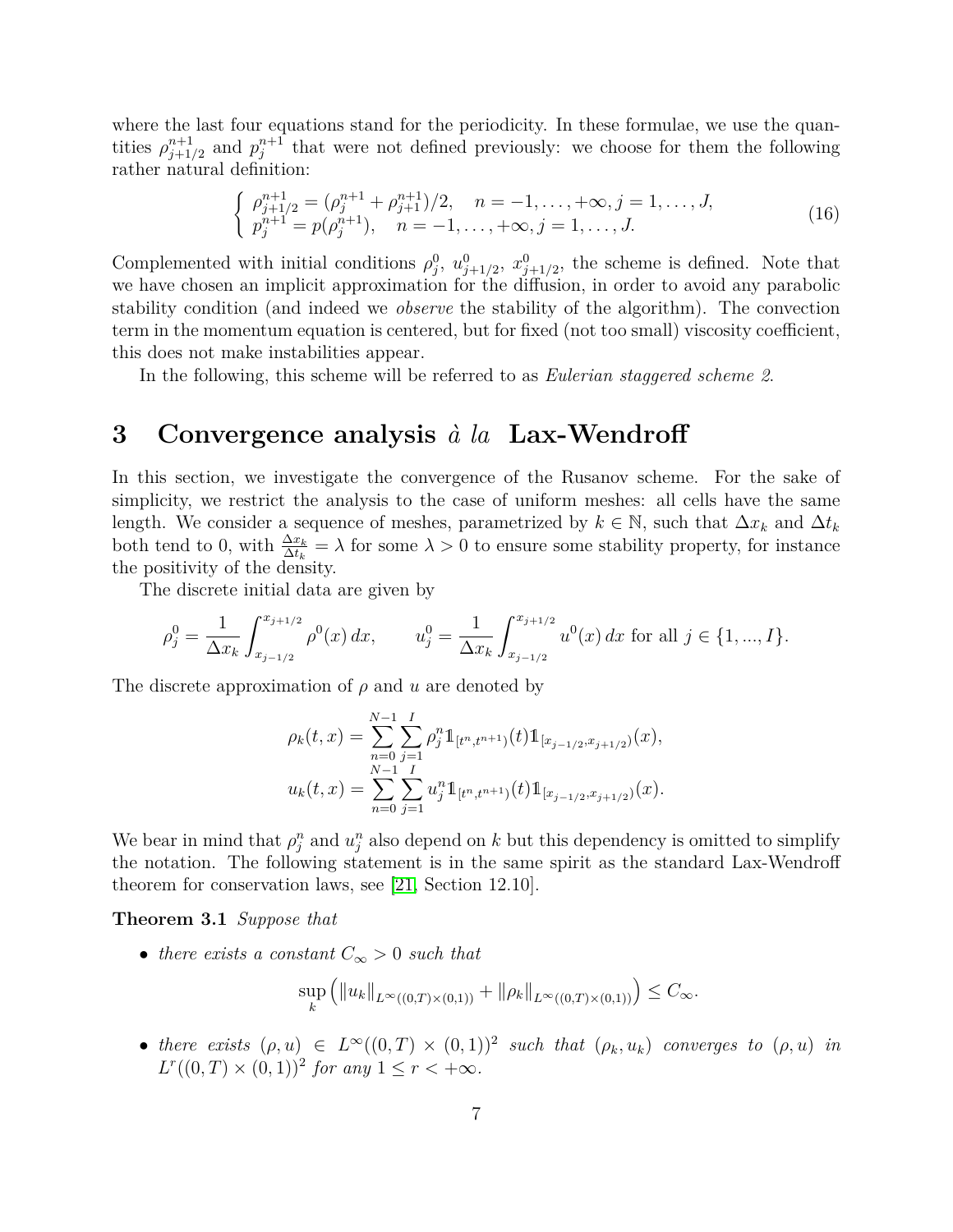where the last four equations stand for the periodicity. In these formulae, we use the quantities $\rho_{j+1/2}^{n+1}$ and $p_j^{n+1}$ that were not defined previously: we choose for them the following rather natural definition:

$$
\left\{ \begin{array}{l} \rho_{j+1/2}^{n+1} = (\rho_j^{n+1} + \rho_{j+1}^{n+1})/2, \quad n = -1, \dots, +\infty, j = 1, \dots, J, \\ p_j^{n+1} = p(\rho_j^{n+1}), \quad n = -1, \dots, +\infty, j = 1, \dots, J. \end{array} \right. \tag{16}
$$

Complemented with initial conditions $\rho_j^0$, $u_{j+1/2}^0$, $x_{j+1/2}^0$, the scheme is defined. Note that we have chosen an implicit approximation for the diffusion, in order to avoid any parabolic stability condition (and indeed we *observe* the stability of the algorithm). The convection term in the momentum equation is centered, but for fixed (not too small) viscosity coefficient, this does not make instabilities appear.

In the following, this scheme will be referred to as *Eulerian staggered scheme 2*.

# 3 Convergence analysis *à la* Lax-Wendroff

In this section, we investigate the convergence of the Rusanov scheme. For the sake of simplicity, we restrict the analysis to the case of uniform meshes: all cells have the same length. We consider a sequence of meshes, parametrized by $k \in \mathbb{N}$, such that $\Delta x_k$ and $\Delta t_k$ both tend to 0, with $\frac{\Delta x_k}{\Delta t_k} = \lambda$ for some $\lambda > 0$ to ensure some stability property, for instance the positivity of the density.

The discrete initial data are given by

$$
\rho_j^0 = \frac{1}{\Delta x_k} \int_{x_{j-1/2}}^{x_{j+1/2}} \rho^0(x)\, dx, \qquad u_j^0 = \frac{1}{\Delta x_k} \int_{x_{j-1/2}}^{x_{j+1/2}} u^0(x)\, dx \text{ for all } j \in \{1, ..., I\}.
$$

The discrete approximation of $\rho$ and $u$ are denoted by

$$
\begin{aligned}
\rho_k(t,x) &= \sum_{n=0}^{N-1} \sum_{j=1}^{I} \rho_j^n \mathbb{1}_{[t^n, t^{n+1})}(t) \mathbb{1}_{[x_{j-1/2}, x_{j+1/2})}(x), \\
u_k(t,x) &= \sum_{n=0}^{N-1} \sum_{j=1}^{I} u_j^n \mathbb{1}_{[t^n, t^{n+1})}(t) \mathbb{1}_{[x_{j-1/2}, x_{j+1/2})}(x).
\end{aligned}
$$

We bear in mind that $\rho_j^n$ and $u_j^n$ also depend on $k$ but this dependency is omitted to simplify the notation. The following statement is in the same spirit as the standard Lax-Wendroff theorem for conservation laws, see [21, Section 12.10].

**Theorem 3.1** *Suppose that*

- *there exists a constant $C_\infty > 0$ such that*

$$
\sup_k \left( \|u_k\|_{L^\infty((0,T)\times(0,1))} + \|\rho_k\|_{L^\infty((0,T)\times(0,1))} \right) \leq C_\infty.
$$

- *there exists $(\rho, u) \in L^\infty((0,T) \times (0,1))^2$ such that $(\rho_k, u_k)$ converges to $(\rho, u)$ in $L^r((0,T) \times (0,1))^2$ for any $1 \leq r < +\infty$.*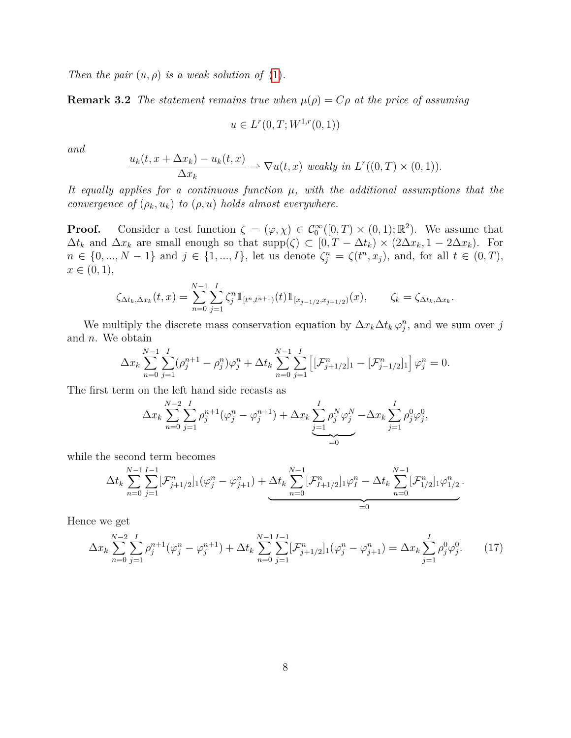*Then the pair $(u, \rho)$ is a weak solution of* (1).

**Remark 3.2** *The statement remains true when $\mu(\rho) = C\rho$ at the price of assuming*

$$u \in L^r(0, T; W^{1,r}(0, 1))$$

*and*

$$\frac{u_k(t, x + \Delta x_k) - u_k(t, x)}{\Delta x_k} \rightharpoonup \nabla u(t, x) \text{ weakly in } L^r((0, T) \times (0, 1)).$$

*It equally applies for a continuous function $\mu$, with the additional assumptions that the convergence of $(\rho_k, u_k)$ to $(\rho, u)$ holds almost everywhere.*

**Proof.** Consider a test function $\zeta = (\varphi, \chi) \in \mathcal{C}_0^\infty([0, T) \times (0, 1); \mathbb{R}^2)$. We assume that $\Delta t_k$ and $\Delta x_k$ are small enough so that $\text{supp}(\zeta) \subset [0, T - \Delta t_k) \times (2\Delta x_k, 1 - 2\Delta x_k)$. For $n \in \{0, ..., N-1\}$ and $j \in \{1, ..., I\}$, let us denote $\zeta_j^n = \zeta(t^n, x_j)$, and, for all $t \in (0, T)$, $x \in (0, 1)$,

$$\zeta_{\Delta t_k, \Delta x_k}(t, x) = \sum_{n=0}^{N-1} \sum_{j=1}^{I} \zeta_j^n \mathbb{1}_{[t^n, t^{n+1})}(t) \mathbb{1}_{[x_{j-1/2}, x_{j+1/2})}(x), \qquad \zeta_k = \zeta_{\Delta t_k, \Delta x_k}.$$

We multiply the discrete mass conservation equation by $\Delta x_k \Delta t_k \, \varphi_j^n$, and we sum over $j$ and $n$. We obtain

$$\Delta x_k \sum_{n=0}^{N-1} \sum_{j=1}^{I} (\rho_j^{n+1} - \rho_j^n) \varphi_j^n + \Delta t_k \sum_{n=0}^{N-1} \sum_{j=1}^{I} \Big[ [\mathcal{F}_{j+1/2}^n]_1 - [\mathcal{F}_{j-1/2}^n]_1 \Big] \varphi_j^n = 0.$$

The first term on the left hand side recasts as

$$\Delta x_k \sum_{n=0}^{N-2} \sum_{j=1}^{I} \rho_j^{n+1} (\varphi_j^n - \varphi_j^{n+1}) + \Delta x_k \underbrace{\sum_{j=1}^{I} \rho_j^N \varphi_j^N}_{=0} - \Delta x_k \sum_{j=1}^{I} \rho_j^0 \varphi_j^0,$$

while the second term becomes

$$\Delta t_k \sum_{n=0}^{N-1} \sum_{j=1}^{I-1} [\mathcal{F}_{j+1/2}^n]_1 (\varphi_j^n - \varphi_{j+1}^n) + \underbrace{\Delta t_k \sum_{n=0}^{N-1} [\mathcal{F}_{I+1/2}^n]_1 \varphi_I^n - \Delta t_k \sum_{n=0}^{N-1} [\mathcal{F}_{1/2}^n]_1 \varphi_{1/2}^n}_{=0}.$$

Hence we get

$$\Delta x_k \sum_{n=0}^{N-2} \sum_{j=1}^{I} \rho_j^{n+1} (\varphi_j^n - \varphi_j^{n+1}) + \Delta t_k \sum_{n=0}^{N-1} \sum_{j=1}^{I-1} [\mathcal{F}_{j+1/2}^n]_1 (\varphi_j^n - \varphi_{j+1}^n) = \Delta x_k \sum_{j=1}^{I} \rho_j^0 \varphi_j^0. \qquad (17)$$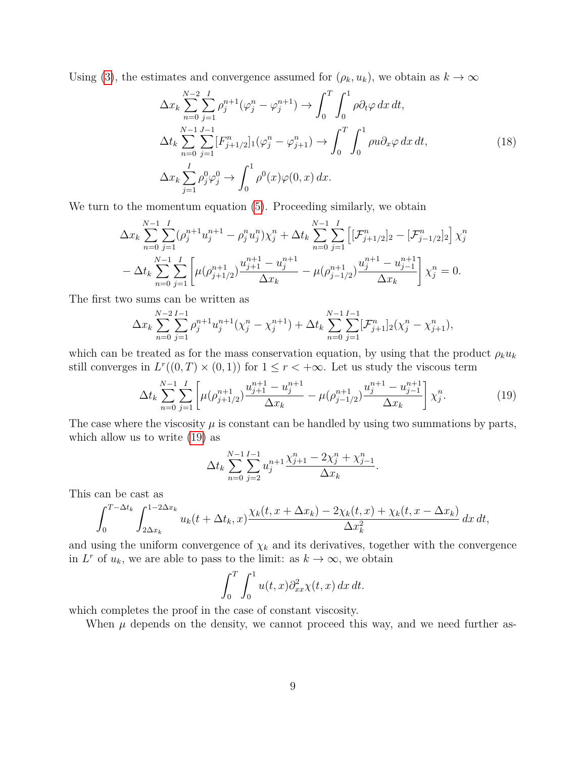Using (3), the estimates and convergence assumed for $(\rho_k, u_k)$, we obtain as $k \to \infty$

$$
\begin{aligned}
&\Delta x_k \sum_{n=0}^{N-2} \sum_{j=1}^{I} \rho_j^{n+1}(\varphi_j^n - \varphi_j^{n+1}) \to \int_0^T \int_0^1 \rho \partial_t \varphi \, dx \, dt, \\
&\Delta t_k \sum_{n=0}^{N-1} \sum_{j=1}^{J-1} [F_{j+1/2}^n]_1 (\varphi_j^n - \varphi_{j+1}^n) \to \int_0^T \int_0^1 \rho u \partial_x \varphi \, dx \, dt, \qquad (18) \\
&\Delta x_k \sum_{j=1}^{I} \rho_j^0 \varphi_j^0 \to \int_0^1 \rho^0(x) \varphi(0,x) \, dx.
\end{aligned}
$$

We turn to the momentum equation (5). Proceeding similarly, we obtain

$$
\begin{aligned}
&\Delta x_k \sum_{n=0}^{N-1} \sum_{j=1}^{I} (\rho_j^{n+1} u_j^{n+1} - \rho_j^n u_j^n) \chi_j^n + \Delta t_k \sum_{n=0}^{N-1} \sum_{j=1}^{I} \left[ [\mathcal{F}_{j+1/2}^n]_2 - [\mathcal{F}_{j-1/2}^n]_2 \right] \chi_j^n \\
&- \Delta t_k \sum_{n=0}^{N-1} \sum_{j=1}^{I} \left[ \mu(\rho_{j+1/2}^{n+1}) \frac{u_{j+1}^{n+1} - u_j^{n+1}}{\Delta x_k} - \mu(\rho_{j-1/2}^{n+1}) \frac{u_j^{n+1} - u_{j-1}^{n+1}}{\Delta x_k} \right] \chi_j^n = 0.
\end{aligned}
$$

The first two sums can be written as

$$
\Delta x_k \sum_{n=0}^{N-2} \sum_{j=1}^{I-1} \rho_j^{n+1} u_j^{n+1} (\chi_j^n - \chi_j^{n+1}) + \Delta t_k \sum_{n=0}^{N-1} \sum_{j=1}^{I-1} [\mathcal{F}_{j+1}^n]_2 (\chi_j^n - \chi_{j+1}^n),
$$

which can be treated as for the mass conservation equation, by using that the product $\rho_k u_k$ still converges in $L^r((0,T) \times (0,1))$ for $1 \leq r < +\infty$. Let us study the viscous term

$$
\Delta t_k \sum_{n=0}^{N-1} \sum_{j=1}^{I} \left[ \mu(\rho_{j+1/2}^{n+1}) \frac{u_{j+1}^{n+1} - u_j^{n+1}}{\Delta x_k} - \mu(\rho_{j-1/2}^{n+1}) \frac{u_j^{n+1} - u_{j-1}^{n+1}}{\Delta x_k} \right] \chi_j^n. \qquad (19)
$$

The case where the viscosity $\mu$ is constant can be handled by using two summations by parts, which allow us to write (19) as

$$
\Delta t_k \sum_{n=0}^{N-1} \sum_{j=2}^{I-1} u_j^{n+1} \frac{\chi_{j+1}^n - 2\chi_j^n + \chi_{j-1}^n}{\Delta x_k}.
$$

This can be cast as

$$
\int_0^{T-\Delta t_k} \int_{2\Delta x_k}^{1-2\Delta x_k} u_k(t + \Delta t_k, x) \frac{\chi_k(t, x + \Delta x_k) - 2\chi_k(t,x) + \chi_k(t, x - \Delta x_k)}{\Delta x_k^2} \, dx \, dt,
$$

and using the uniform convergence of $\chi_k$ and its derivatives, together with the convergence in $L^r$ of $u_k$, we are able to pass to the limit: as $k \to \infty$, we obtain

$$
\int_0^T \int_0^1 u(t,x) \partial_{xx}^2 \chi(t,x) \, dx \, dt.
$$

which completes the proof in the case of constant viscosity.

When $\mu$ depends on the density, we cannot proceed this way, and we need further as-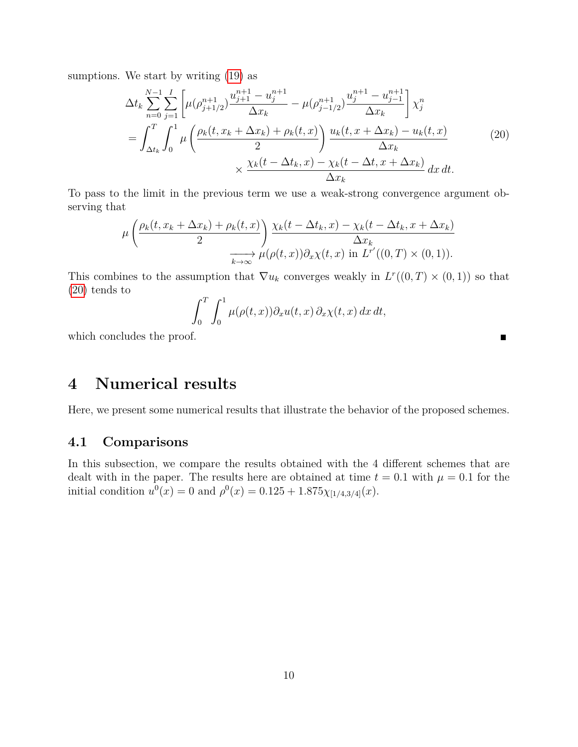sumptions. We start by writing (19) as

$$
\begin{aligned}
&\Delta t_k \sum_{n=0}^{N-1} \sum_{j=1}^{I} \left[ \mu(\rho_{j+1/2}^{n+1}) \frac{u_{j+1}^{n+1} - u_j^{n+1}}{\Delta x_k} - \mu(\rho_{j-1/2}^{n+1}) \frac{u_j^{n+1} - u_{j-1}^{n+1}}{\Delta x_k} \right] \chi_j^n \\
&= \int_{\Delta t_k}^{T} \int_0^1 \mu \left( \frac{\rho_k(t, x_k + \Delta x_k) + \rho_k(t,x)}{2} \right) \frac{u_k(t, x + \Delta x_k) - u_k(t,x)}{\Delta x_k} \\
&\qquad\qquad \times \frac{\chi_k(t - \Delta t_k, x) - \chi_k(t - \Delta t, x + \Delta x_k)}{\Delta x_k} \, dx \, dt.
\end{aligned} \tag{20}
$$

To pass to the limit in the previous term we use a weak-strong convergence argument observing that

$$
\begin{aligned}
\mu \left( \frac{\rho_k(t, x_k + \Delta x_k) + \rho_k(t,x)}{2} \right) & \frac{\chi_k(t - \Delta t_k, x) - \chi_k(t - \Delta t_k, x + \Delta x_k)}{\Delta x_k} \\
& \xrightarrow[k \to \infty]{} \mu(\rho(t,x)) \partial_x \chi(t,x) \text{ in } L^{r'}((0,T) \times (0,1)).
\end{aligned}
$$

This combines to the assumption that $\nabla u_k$ converges weakly in $L^r((0,T) \times (0,1))$ so that (20) tends to

$$
\int_0^T \int_0^1 \mu(\rho(t,x)) \partial_x u(t,x) \, \partial_x \chi(t,x) \, dx \, dt,
$$

which concludes the proof. ∎

# 4 Numerical results

Here, we present some numerical results that illustrate the behavior of the proposed schemes.

## 4.1 Comparisons

In this subsection, we compare the results obtained with the 4 different schemes that are dealt with in the paper. The results here are obtained at time $t = 0.1$ with $\mu = 0.1$ for the initial condition $u^0(x) = 0$ and $\rho^0(x) = 0.125 + 1.875 \chi_{[1/4,3/4]}(x)$.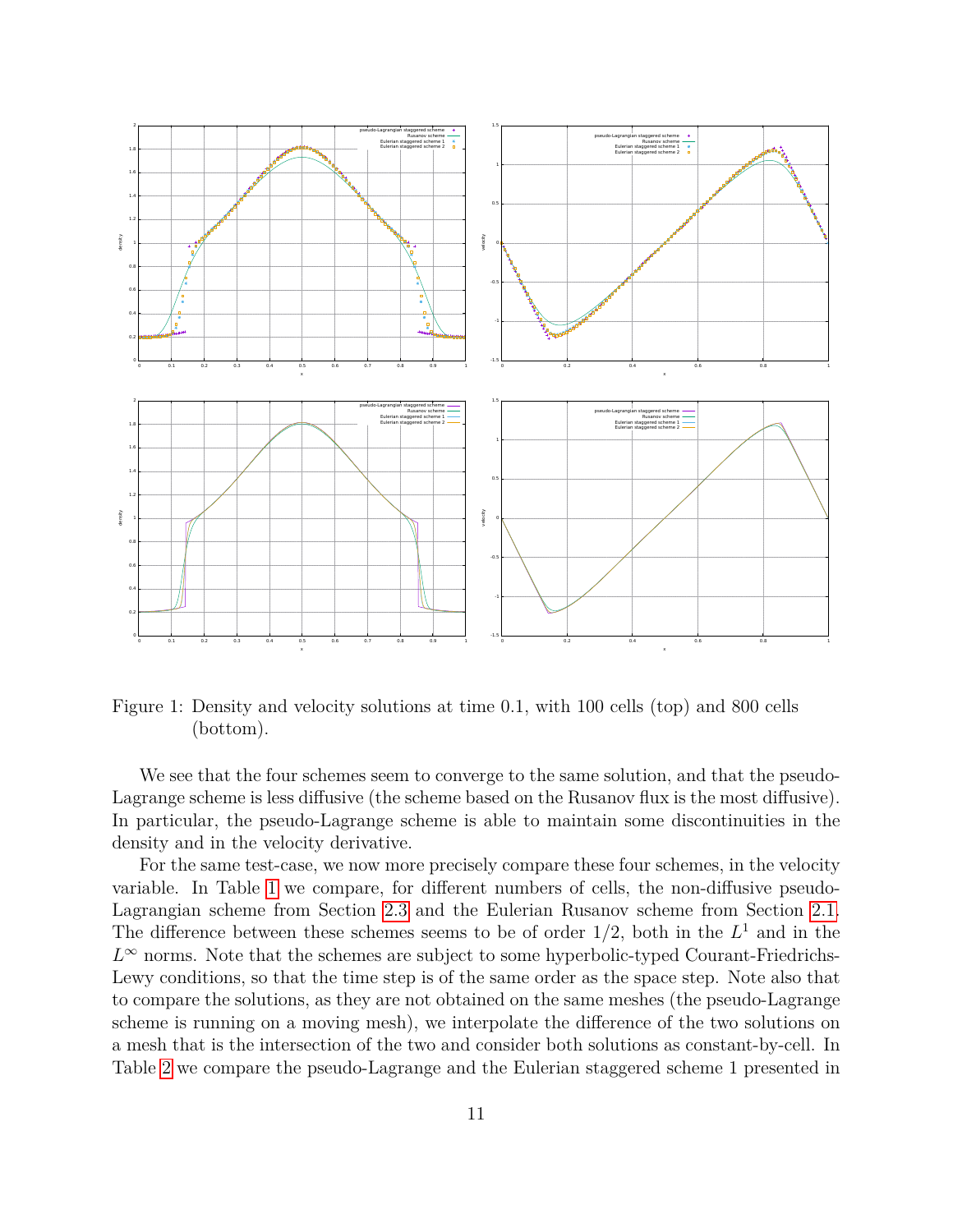Figure 1: Density and velocity solutions at time 0.1, with 100 cells (top) and 800 cells (bottom).

We see that the four schemes seem to converge to the same solution, and that the pseudo-Lagrange scheme is less diffusive (the scheme based on the Rusanov flux is the most diffusive). In particular, the pseudo-Lagrange scheme is able to maintain some discontinuities in the density and in the velocity derivative.

For the same test-case, we now more precisely compare these four schemes, in the velocity variable. In Table 1 we compare, for different numbers of cells, the non-diffusive pseudo-Lagrangian scheme from Section 2.3 and the Eulerian Rusanov scheme from Section 2.1. The difference between these schemes seems to be of order $1/2$, both in the $L^1$ and in the $L^\infty$ norms. Note that the schemes are subject to some hyperbolic-typed Courant-Friedrichs-Lewy conditions, so that the time step is of the same order as the space step. Note also that to compare the solutions, as they are not obtained on the same meshes (the pseudo-Lagrange scheme is running on a moving mesh), we interpolate the difference of the two solutions on a mesh that is the intersection of the two and consider both solutions as constant-by-cell. In Table 2 we compare the pseudo-Lagrange and the Eulerian staggered scheme 1 presented in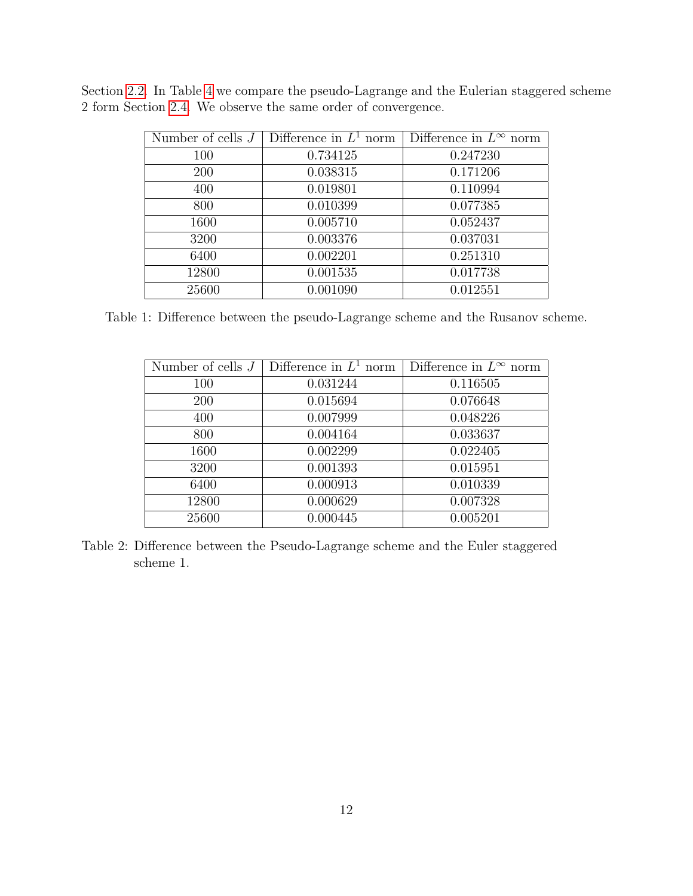Section 2.2. In Table 4 we compare the pseudo-Lagrange and the Eulerian staggered scheme 2 form Section 2.4. We observe the same order of convergence.

| Number of cells $J$ | Difference in $L^1$ norm | Difference in $L^\infty$ norm |
|---|---|---|
| 100 | 0.734125 | 0.247230 |
| 200 | 0.038315 | 0.171206 |
| 400 | 0.019801 | 0.110994 |
| 800 | 0.010399 | 0.077385 |
| 1600 | 0.005710 | 0.052437 |
| 3200 | 0.003376 | 0.037031 |
| 6400 | 0.002201 | 0.251310 |
| 12800 | 0.001535 | 0.017738 |
| 25600 | 0.001090 | 0.012551 |

Table 1: Difference between the pseudo-Lagrange scheme and the Rusanov scheme.

| Number of cells $J$ | Difference in $L^1$ norm | Difference in $L^\infty$ norm |
|---|---|---|
| 100 | 0.031244 | 0.116505 |
| 200 | 0.015694 | 0.076648 |
| 400 | 0.007999 | 0.048226 |
| 800 | 0.004164 | 0.033637 |
| 1600 | 0.002299 | 0.022405 |
| 3200 | 0.001393 | 0.015951 |
| 6400 | 0.000913 | 0.010339 |
| 12800 | 0.000629 | 0.007328 |
| 25600 | 0.000445 | 0.005201 |

Table 2: Difference between the Pseudo-Lagrange scheme and the Euler staggered scheme 1.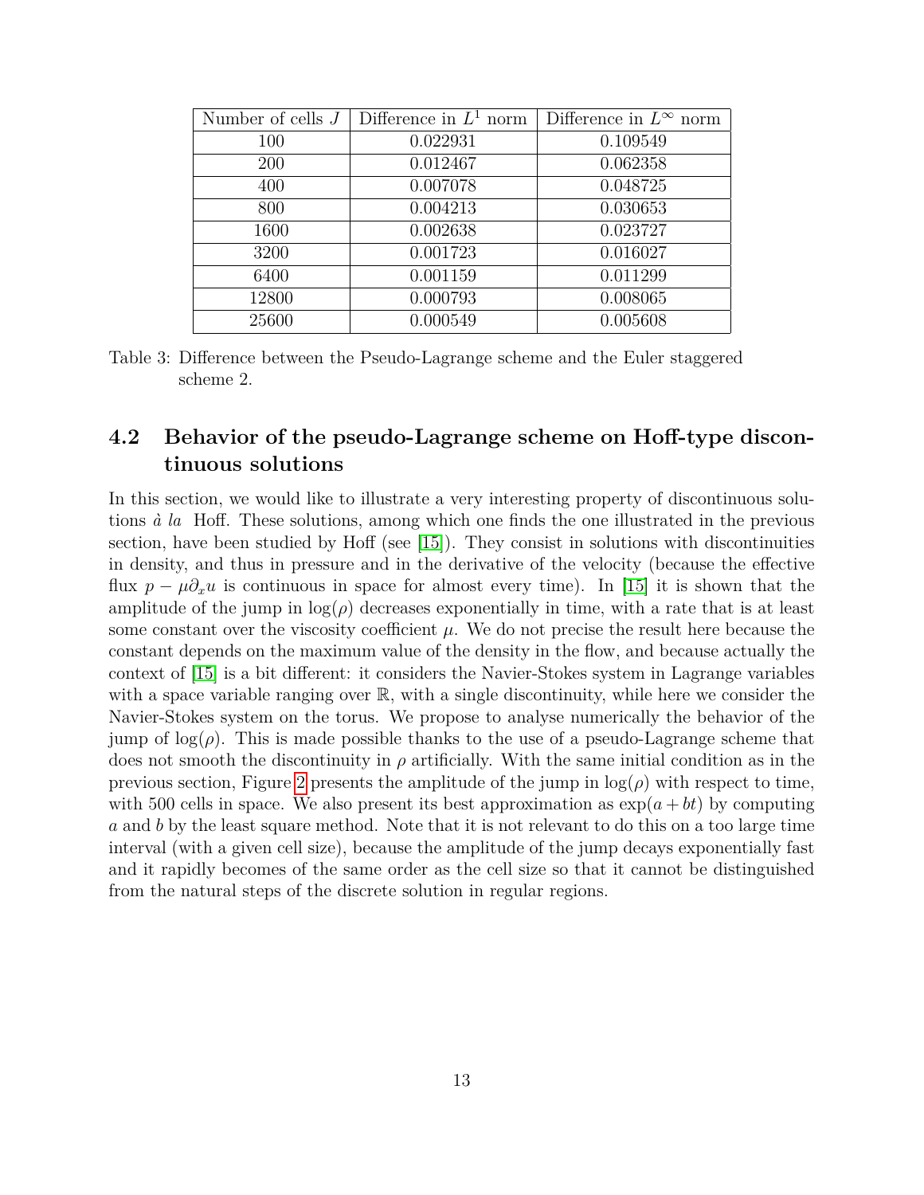| Number of cells $J$ | Difference in $L^1$ norm | Difference in $L^\infty$ norm |
|---|---|---|
| 100 | 0.022931 | 0.109549 |
| 200 | 0.012467 | 0.062358 |
| 400 | 0.007078 | 0.048725 |
| 800 | 0.004213 | 0.030653 |
| 1600 | 0.002638 | 0.023727 |
| 3200 | 0.001723 | 0.016027 |
| 6400 | 0.001159 | 0.011299 |
| 12800 | 0.000793 | 0.008065 |
| 25600 | 0.000549 | 0.005608 |

Table 3: Difference between the Pseudo-Lagrange scheme and the Euler staggered scheme 2.

## 4.2 Behavior of the pseudo-Lagrange scheme on Hoff-type discontinuous solutions

In this section, we would like to illustrate a very interesting property of discontinuous solutions *à la* Hoff. These solutions, among which one finds the one illustrated in the previous section, have been studied by Hoff (see [15]). They consist in solutions with discontinuities in density, and thus in pressure and in the derivative of the velocity (because the effective flux $p - \mu\partial_x u$ is continuous in space for almost every time). In [15] it is shown that the amplitude of the jump in $\log(\rho)$ decreases exponentially in time, with a rate that is at least some constant over the viscosity coefficient $\mu$. We do not precise the result here because the constant depends on the maximum value of the density in the flow, and because actually the context of [15] is a bit different: it considers the Navier-Stokes system in Lagrange variables with a space variable ranging over $\mathbb{R}$, with a single discontinuity, while here we consider the Navier-Stokes system on the torus. We propose to analyse numerically the behavior of the jump of $\log(\rho)$. This is made possible thanks to the use of a pseudo-Lagrange scheme that does not smooth the discontinuity in $\rho$ artificially. With the same initial condition as in the previous section, Figure 2 presents the amplitude of the jump in $\log(\rho)$ with respect to time, with 500 cells in space. We also present its best approximation as $\exp(a + bt)$ by computing $a$ and $b$ by the least square method. Note that it is not relevant to do this on a too large time interval (with a given cell size), because the amplitude of the jump decays exponentially fast and it rapidly becomes of the same order as the cell size so that it cannot be distinguished from the natural steps of the discrete solution in regular regions.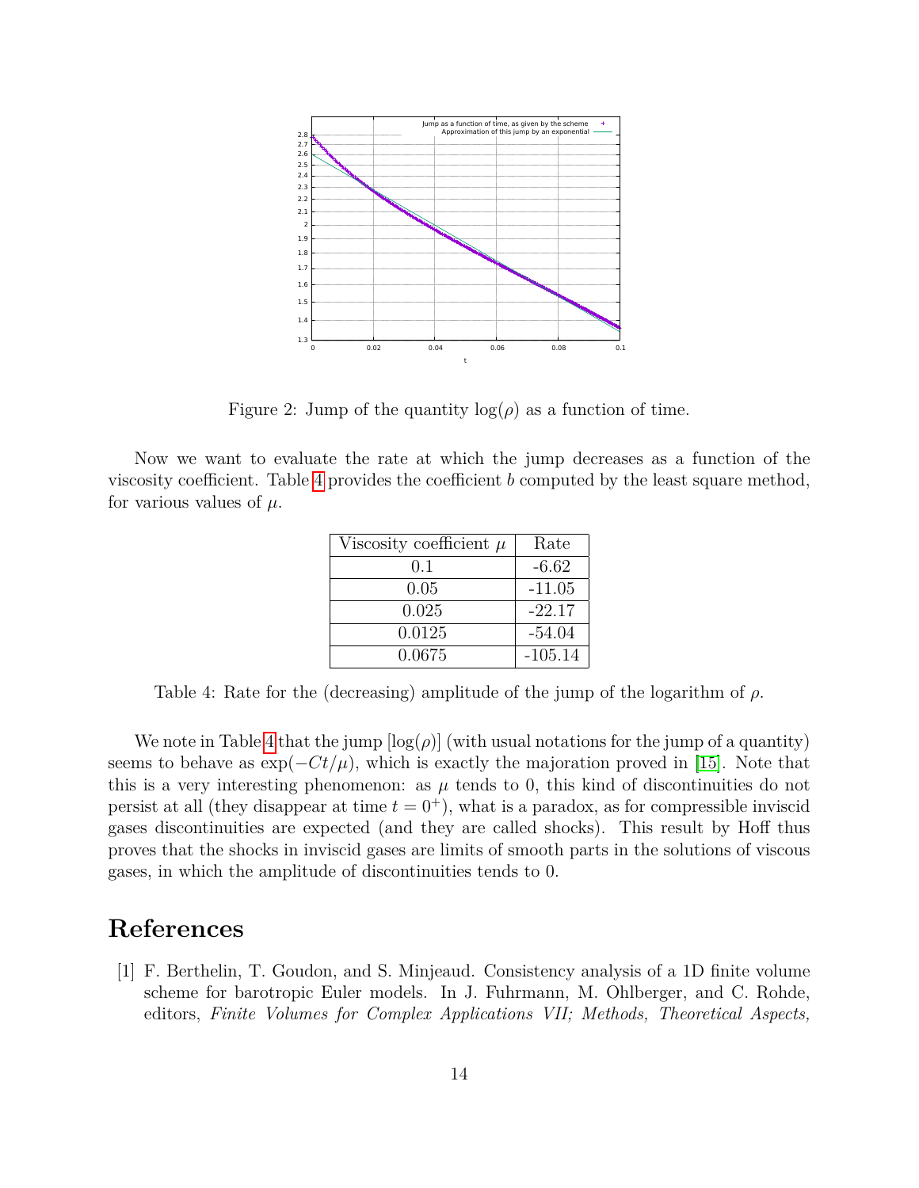Figure 2: Jump of the quantity $\log(\rho)$ as a function of time.

Now we want to evaluate the rate at which the jump decreases as a function of the viscosity coefficient. Table 4 provides the coefficient $b$ computed by the least square method, for various values of $\mu$.

| Viscosity coefficient $\mu$ | Rate |
|---|---|
| 0.1 | -6.62 |
| 0.05 | -11.05 |
| 0.025 | -22.17 |
| 0.0125 | -54.04 |
| 0.0675 | -105.14 |

Table 4: Rate for the (decreasing) amplitude of the jump of the logarithm of $\rho$.

We note in Table 4 that the jump $[\log(\rho)]$ (with usual notations for the jump of a quantity) seems to behave as $\exp(-Ct/\mu)$, which is exactly the majoration proved in [15]. Note that this is a very interesting phenomenon: as $\mu$ tends to 0, this kind of discontinuities do not persist at all (they disappear at time $t = 0^+$), what is a paradox, as for compressible inviscid gases discontinuities are expected (and they are called shocks). This result by Hoff thus proves that the shocks in inviscid gases are limits of smooth parts in the solutions of viscous gases, in which the amplitude of discontinuities tends to 0.

# References

[1] F. Berthelin, T. Goudon, and S. Minjeaud. Consistency analysis of a 1D finite volume scheme for barotropic Euler models. In J. Fuhrmann, M. Ohlberger, and C. Rohde, editors, *Finite Volumes for Complex Applications VII; Methods, Theoretical Aspects,*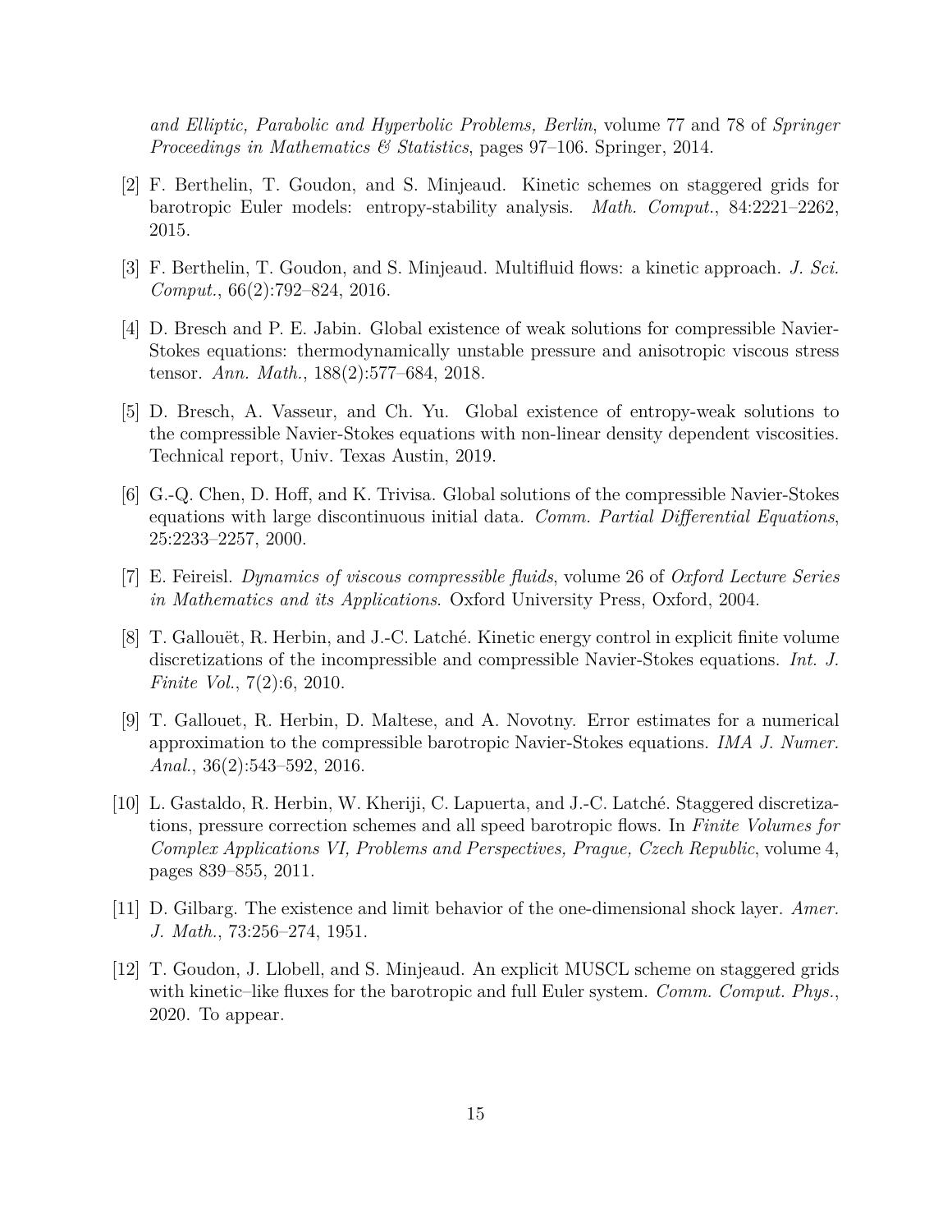*and Elliptic, Parabolic and Hyperbolic Problems, Berlin*, volume 77 and 78 of *Springer Proceedings in Mathematics & Statistics*, pages 97–106. Springer, 2014.

[2] F. Berthelin, T. Goudon, and S. Minjeaud. Kinetic schemes on staggered grids for barotropic Euler models: entropy-stability analysis. *Math. Comput.*, 84:2221–2262, 2015.

[3] F. Berthelin, T. Goudon, and S. Minjeaud. Multifluid flows: a kinetic approach. *J. Sci. Comput.*, 66(2):792–824, 2016.

[4] D. Bresch and P. E. Jabin. Global existence of weak solutions for compressible Navier-Stokes equations: thermodynamically unstable pressure and anisotropic viscous stress tensor. *Ann. Math.*, 188(2):577–684, 2018.

[5] D. Bresch, A. Vasseur, and Ch. Yu. Global existence of entropy-weak solutions to the compressible Navier-Stokes equations with non-linear density dependent viscosities. Technical report, Univ. Texas Austin, 2019.

[6] G.-Q. Chen, D. Hoff, and K. Trivisa. Global solutions of the compressible Navier-Stokes equations with large discontinuous initial data. *Comm. Partial Differential Equations*, 25:2233–2257, 2000.

[7] E. Feireisl. *Dynamics of viscous compressible fluids*, volume 26 of *Oxford Lecture Series in Mathematics and its Applications*. Oxford University Press, Oxford, 2004.

[8] T. Gallouët, R. Herbin, and J.-C. Latché. Kinetic energy control in explicit finite volume discretizations of the incompressible and compressible Navier-Stokes equations. *Int. J. Finite Vol.*, 7(2):6, 2010.

[9] T. Gallouet, R. Herbin, D. Maltese, and A. Novotny. Error estimates for a numerical approximation to the compressible barotropic Navier-Stokes equations. *IMA J. Numer. Anal.*, 36(2):543–592, 2016.

[10] L. Gastaldo, R. Herbin, W. Kheriji, C. Lapuerta, and J.-C. Latché. Staggered discretizations, pressure correction schemes and all speed barotropic flows. In *Finite Volumes for Complex Applications VI, Problems and Perspectives, Prague, Czech Republic*, volume 4, pages 839–855, 2011.

[11] D. Gilbarg. The existence and limit behavior of the one-dimensional shock layer. *Amer. J. Math.*, 73:256–274, 1951.

[12] T. Goudon, J. Llobell, and S. Minjeaud. An explicit MUSCL scheme on staggered grids with kinetic–like fluxes for the barotropic and full Euler system. *Comm. Comput. Phys.*, 2020. To appear.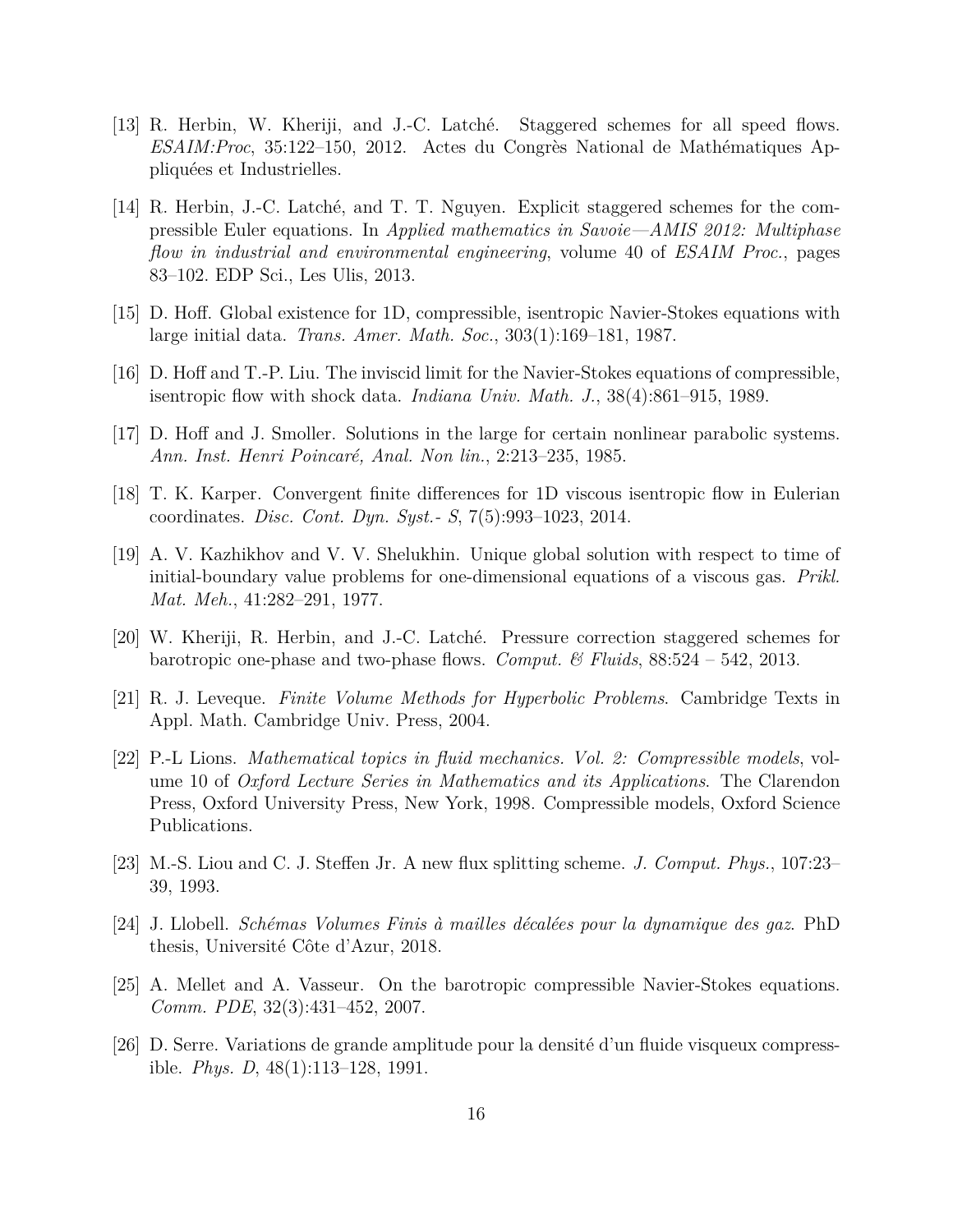[13] R. Herbin, W. Kheriji, and J.-C. Latché. Staggered schemes for all speed flows. *ESAIM:Proc*, 35:122–150, 2012. Actes du Congrès National de Mathématiques Appliquées et Industrielles.

[14] R. Herbin, J.-C. Latché, and T. T. Nguyen. Explicit staggered schemes for the compressible Euler equations. In *Applied mathematics in Savoie—AMIS 2012: Multiphase flow in industrial and environmental engineering*, volume 40 of *ESAIM Proc.*, pages 83–102. EDP Sci., Les Ulis, 2013.

[15] D. Hoff. Global existence for 1D, compressible, isentropic Navier-Stokes equations with large initial data. *Trans. Amer. Math. Soc.*, 303(1):169–181, 1987.

[16] D. Hoff and T.-P. Liu. The inviscid limit for the Navier-Stokes equations of compressible, isentropic flow with shock data. *Indiana Univ. Math. J.*, 38(4):861–915, 1989.

[17] D. Hoff and J. Smoller. Solutions in the large for certain nonlinear parabolic systems. *Ann. Inst. Henri Poincaré, Anal. Non lin.*, 2:213–235, 1985.

[18] T. K. Karper. Convergent finite differences for 1D viscous isentropic flow in Eulerian coordinates. *Disc. Cont. Dyn. Syst.- S*, 7(5):993–1023, 2014.

[19] A. V. Kazhikhov and V. V. Shelukhin. Unique global solution with respect to time of initial-boundary value problems for one-dimensional equations of a viscous gas. *Prikl. Mat. Meh.*, 41:282–291, 1977.

[20] W. Kheriji, R. Herbin, and J.-C. Latché. Pressure correction staggered schemes for barotropic one-phase and two-phase flows. *Comput. & Fluids*, 88:524 – 542, 2013.

[21] R. J. Leveque. *Finite Volume Methods for Hyperbolic Problems*. Cambridge Texts in Appl. Math. Cambridge Univ. Press, 2004.

[22] P.-L Lions. *Mathematical topics in fluid mechanics. Vol. 2: Compressible models*, volume 10 of *Oxford Lecture Series in Mathematics and its Applications*. The Clarendon Press, Oxford University Press, New York, 1998. Compressible models, Oxford Science Publications.

[23] M.-S. Liou and C. J. Steffen Jr. A new flux splitting scheme. *J. Comput. Phys.*, 107:23–39, 1993.

[24] J. Llobell. *Schémas Volumes Finis à mailles décalées pour la dynamique des gaz*. PhD thesis, Université Côte d'Azur, 2018.

[25] A. Mellet and A. Vasseur. On the barotropic compressible Navier-Stokes equations. *Comm. PDE*, 32(3):431–452, 2007.

[26] D. Serre. Variations de grande amplitude pour la densité d'un fluide visqueux compressible. *Phys. D*, 48(1):113–128, 1991.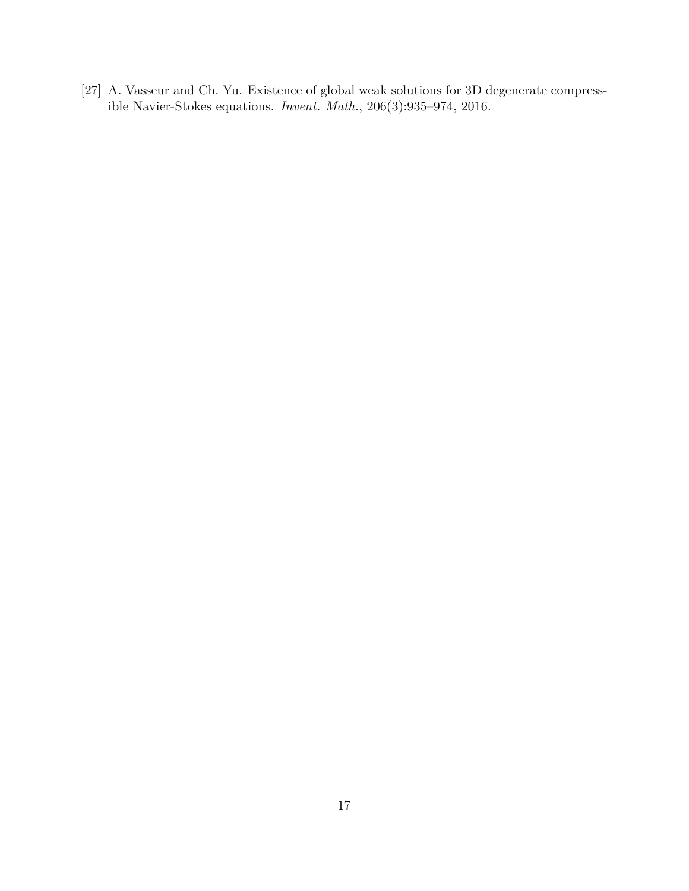[27] A. Vasseur and Ch. Yu. Existence of global weak solutions for 3D degenerate compressible Navier-Stokes equations. *Invent. Math.*, 206(3):935–974, 2016.